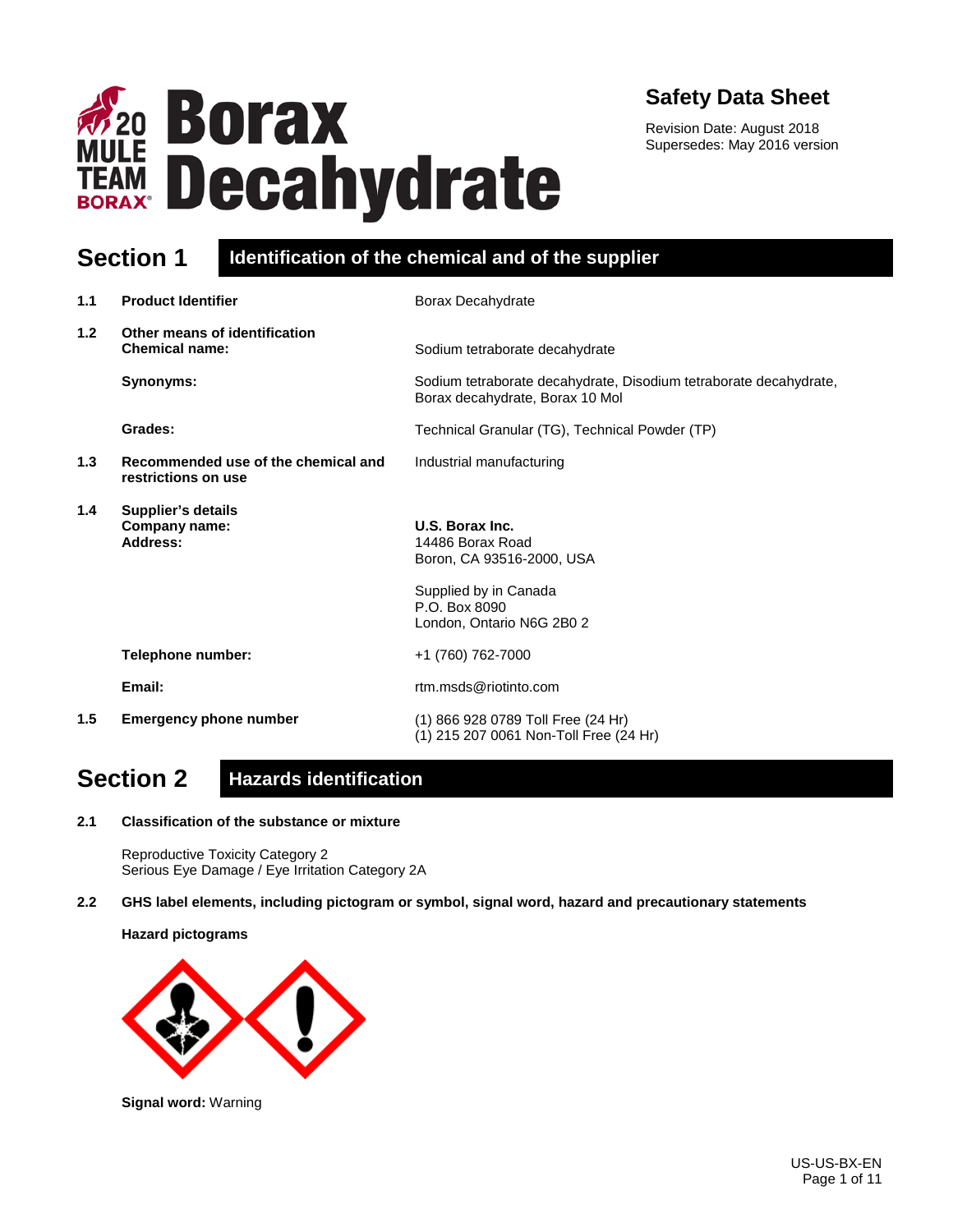# Borax Decahydrate

## Safety Data Sheet

Revision Date: August 2018
Supersedes: May 2016 version

## Section 1 Identification of the chemical and of the supplier

**1.1 Product Identifier** — Borax Decahydrate

**1.2 Other means of identification**

**Chemical name:** Sodium tetraborate decahydrate

**Synonyms:** Sodium tetraborate decahydrate, Disodium tetraborate decahydrate, Borax decahydrate, Borax 10 Mol

**Grades:** Technical Granular (TG), Technical Powder (TP)

**1.3 Recommended use of the chemical and restrictions on use** — Industrial manufacturing

**1.4 Supplier's details**

**Company name:** **U.S. Borax Inc.**

**Address:**
14486 Borax Road
Boron, CA 93516-2000, USA

Supplied by in Canada
P.O. Box 8090
London, Ontario N6G 2B0 2

**Telephone number:** +1 (760) 762-7000

**Email:** rtm.msds@riotinto.com

**1.5 Emergency phone number**
(1) 866 928 0789 Toll Free (24 Hr)
(1) 215 207 0061 Non-Toll Free (24 Hr)

## Section 2 Hazards identification

**2.1 Classification of the substance or mixture**

Reproductive Toxicity Category 2
Serious Eye Damage / Eye Irritation Category 2A

**2.2 GHS label elements, including pictogram or symbol, signal word, hazard and precautionary statements**

**Hazard pictograms**

**Signal word:** Warning

US-US-BX-EN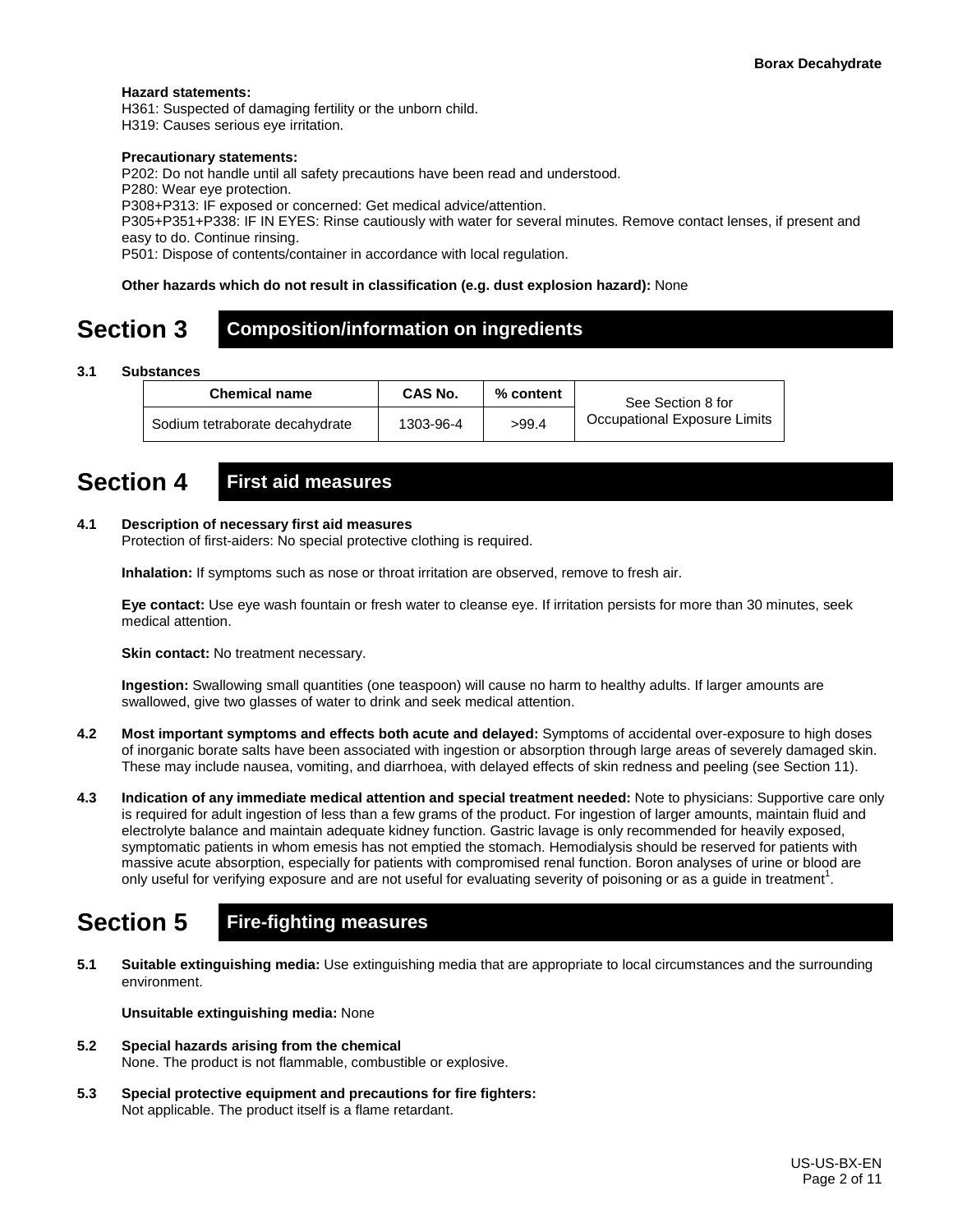**Hazard statements:**
H361: Suspected of damaging fertility or the unborn child.
H319: Causes serious eye irritation.

**Precautionary statements:**
P202: Do not handle until all safety precautions have been read and understood.
P280: Wear eye protection.
P308+P313: IF exposed or concerned: Get medical advice/attention.
P305+P351+P338: IF IN EYES: Rinse cautiously with water for several minutes. Remove contact lenses, if present and easy to do. Continue rinsing.
P501: Dispose of contents/container in accordance with local regulation.

**Other hazards which do not result in classification (e.g. dust explosion hazard):** None

# Section 3 Composition/information on ingredients

**3.1 Substances**

| Chemical name | CAS No. | % content | See Section 8 for Occupational Exposure Limits |
|---|---|---|---|
| Sodium tetraborate decahydrate | 1303-96-4 | >99.4 | |

# Section 4 First aid measures

**4.1 Description of necessary first aid measures**
Protection of first-aiders: No special protective clothing is required.

**Inhalation:** If symptoms such as nose or throat irritation are observed, remove to fresh air.

**Eye contact:** Use eye wash fountain or fresh water to cleanse eye. If irritation persists for more than 30 minutes, seek medical attention.

**Skin contact:** No treatment necessary.

**Ingestion:** Swallowing small quantities (one teaspoon) will cause no harm to healthy adults. If larger amounts are swallowed, give two glasses of water to drink and seek medical attention.

**4.2 Most important symptoms and effects both acute and delayed:** Symptoms of accidental over-exposure to high doses of inorganic borate salts have been associated with ingestion or absorption through large areas of severely damaged skin. These may include nausea, vomiting, and diarrhoea, with delayed effects of skin redness and peeling (see Section 11).

**4.3 Indication of any immediate medical attention and special treatment needed:** Note to physicians: Supportive care only is required for adult ingestion of less than a few grams of the product. For ingestion of larger amounts, maintain fluid and electrolyte balance and maintain adequate kidney function. Gastric lavage is only recommended for heavily exposed, symptomatic patients in whom emesis has not emptied the stomach. Hemodialysis should be reserved for patients with massive acute absorption, especially for patients with compromised renal function. Boron analyses of urine or blood are only useful for verifying exposure and are not useful for evaluating severity of poisoning or as a guide in treatment[1].

# Section 5 Fire-fighting measures

**5.1 Suitable extinguishing media:** Use extinguishing media that are appropriate to local circumstances and the surrounding environment.

**Unsuitable extinguishing media:** None

**5.2 Special hazards arising from the chemical**
None. The product is not flammable, combustible or explosive.

**5.3 Special protective equipment and precautions for fire fighters:**
Not applicable. The product itself is a flame retardant.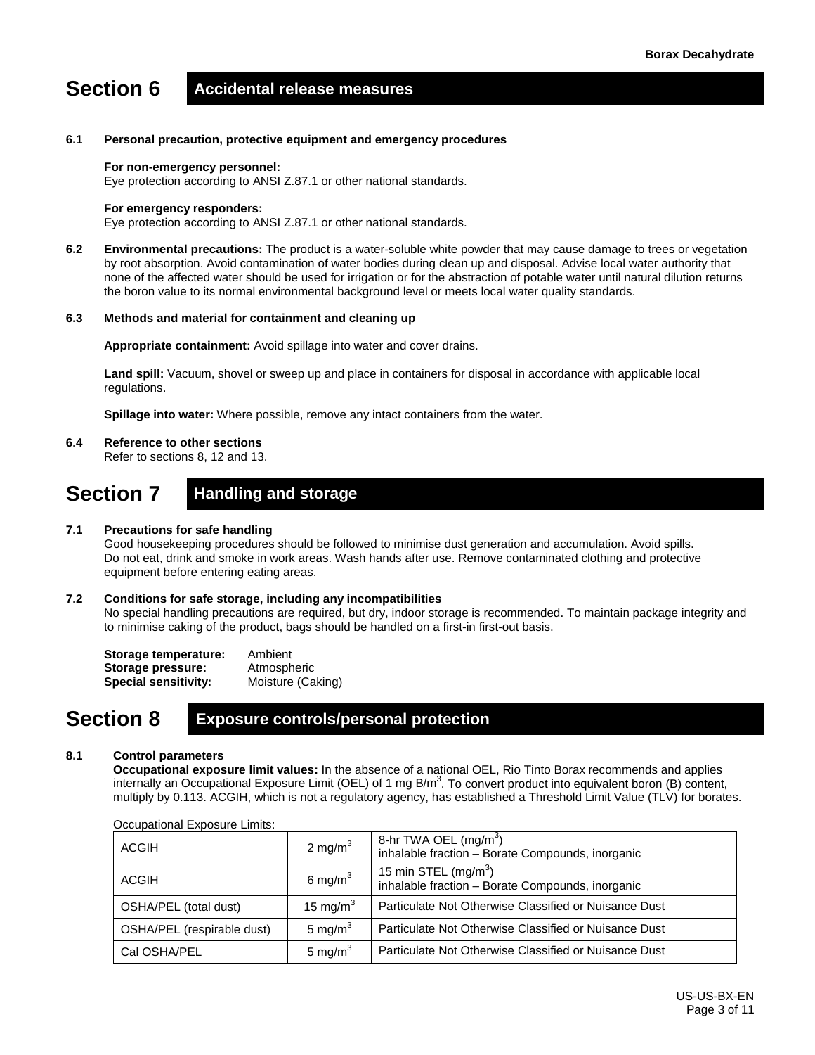# Section 6 Accidental release measures

### 6.1 Personal precaution, protective equipment and emergency procedures

**For non-emergency personnel:**
Eye protection according to ANSI Z.87.1 or other national standards.

**For emergency responders:**
Eye protection according to ANSI Z.87.1 or other national standards.

**6.2 Environmental precautions:** The product is a water-soluble white powder that may cause damage to trees or vegetation by root absorption. Avoid contamination of water bodies during clean up and disposal. Advise local water authority that none of the affected water should be used for irrigation or for the abstraction of potable water until natural dilution returns the boron value to its normal environmental background level or meets local water quality standards.

### 6.3 Methods and material for containment and cleaning up

**Appropriate containment:** Avoid spillage into water and cover drains.

**Land spill:** Vacuum, shovel or sweep up and place in containers for disposal in accordance with applicable local regulations.

**Spillage into water:** Where possible, remove any intact containers from the water.

### 6.4 Reference to other sections

Refer to sections 8, 12 and 13.

# Section 7 Handling and storage

### 7.1 Precautions for safe handling

Good housekeeping procedures should be followed to minimise dust generation and accumulation. Avoid spills. Do not eat, drink and smoke in work areas. Wash hands after use. Remove contaminated clothing and protective equipment before entering eating areas.

### 7.2 Conditions for safe storage, including any incompatibilities

No special handling precautions are required, but dry, indoor storage is recommended. To maintain package integrity and to minimise caking of the product, bags should be handled on a first-in first-out basis.

**Storage temperature:** Ambient
**Storage pressure:** Atmospheric
**Special sensitivity:** Moisture (Caking)

# Section 8 Exposure controls/personal protection

### 8.1 Control parameters

**Occupational exposure limit values:** In the absence of a national OEL, Rio Tinto Borax recommends and applies internally an Occupational Exposure Limit (OEL) of 1 mg B/m$^3$. To convert product into equivalent boron (B) content, multiply by 0.113. ACGIH, which is not a regulatory agency, has established a Threshold Limit Value (TLV) for borates.

Occupational Exposure Limits:

| | | |
|---|---|---|
| ACGIH | 2 mg/m$^3$ | 8-hr TWA OEL (mg/m$^3$) inhalable fraction – Borate Compounds, inorganic |
| ACGIH | 6 mg/m$^3$ | 15 min STEL (mg/m$^3$) inhalable fraction – Borate Compounds, inorganic |
| OSHA/PEL (total dust) | 15 mg/m$^3$ | Particulate Not Otherwise Classified or Nuisance Dust |
| OSHA/PEL (respirable dust) | 5 mg/m$^3$ | Particulate Not Otherwise Classified or Nuisance Dust |
| Cal OSHA/PEL | 5 mg/m$^3$ | Particulate Not Otherwise Classified or Nuisance Dust |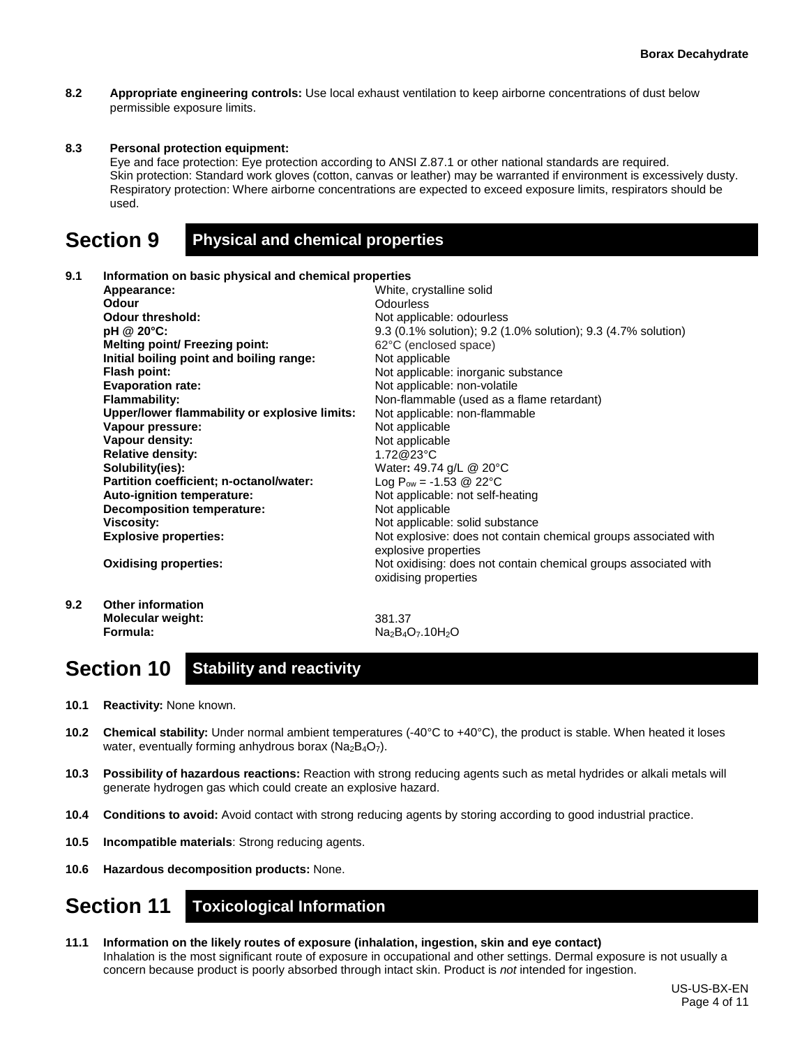**8.2 Appropriate engineering controls:** Use local exhaust ventilation to keep airborne concentrations of dust below permissible exposure limits.

**8.3 Personal protection equipment:**

Eye and face protection: Eye protection according to ANSI Z.87.1 or other national standards are required.
Skin protection: Standard work gloves (cotton, canvas or leather) may be warranted if environment is excessively dusty.
Respiratory protection: Where airborne concentrations are expected to exceed exposure limits, respirators should be used.

# Section 9 Physical and chemical properties

**9.1 Information on basic physical and chemical properties**

| | |
|---|---|
| **Appearance:** | White, crystalline solid |
| **Odour** | Odourless |
| **Odour threshold:** | Not applicable: odourless |
| **pH @ 20°C:** | 9.3 (0.1% solution); 9.2 (1.0% solution); 9.3 (4.7% solution) |
| **Melting point/ Freezing point:** | 62°C (enclosed space) |
| **Initial boiling point and boiling range:** | Not applicable |
| **Flash point:** | Not applicable: inorganic substance |
| **Evaporation rate:** | Not applicable: non-volatile |
| **Flammability:** | Non-flammable (used as a flame retardant) |
| **Upper/lower flammability or explosive limits:** | Not applicable: non-flammable |
| **Vapour pressure:** | Not applicable |
| **Vapour density:** | Not applicable |
| **Relative density:** | 1.72@23°C |
| **Solubility(ies):** | Water**:** 49.74 g/L @ 20°C |
| **Partition coefficient; n-octanol/water:** | Log $P_{ow}$ = -1.53 @ 22°C |
| **Auto-ignition temperature:** | Not applicable: not self-heating |
| **Decomposition temperature:** | Not applicable |
| **Viscosity:** | Not applicable: solid substance |
| **Explosive properties:** | Not explosive: does not contain chemical groups associated with explosive properties |
| **Oxidising properties:** | Not oxidising: does not contain chemical groups associated with oxidising properties |

**9.2 Other information**

| | |
|---|---|
| **Molecular weight:** | 381.37 |
| **Formula:** | $Na_2B_4O_7.10H_2O$ |

# Section 10 Stability and reactivity

**10.1 Reactivity:** None known.

**10.2 Chemical stability:** Under normal ambient temperatures (-40°C to +40°C), the product is stable. When heated it loses water, eventually forming anhydrous borax ($Na_2B_4O_7$).

**10.3 Possibility of hazardous reactions:** Reaction with strong reducing agents such as metal hydrides or alkali metals will generate hydrogen gas which could create an explosive hazard.

**10.4 Conditions to avoid:** Avoid contact with strong reducing agents by storing according to good industrial practice.

**10.5 Incompatible materials**: Strong reducing agents.

**10.6 Hazardous decomposition products:** None.

# Section 11 Toxicological Information

**11.1 Information on the likely routes of exposure (inhalation, ingestion, skin and eye contact)**

Inhalation is the most significant route of exposure in occupational and other settings. Dermal exposure is not usually a concern because product is poorly absorbed through intact skin. Product is *not* intended for ingestion.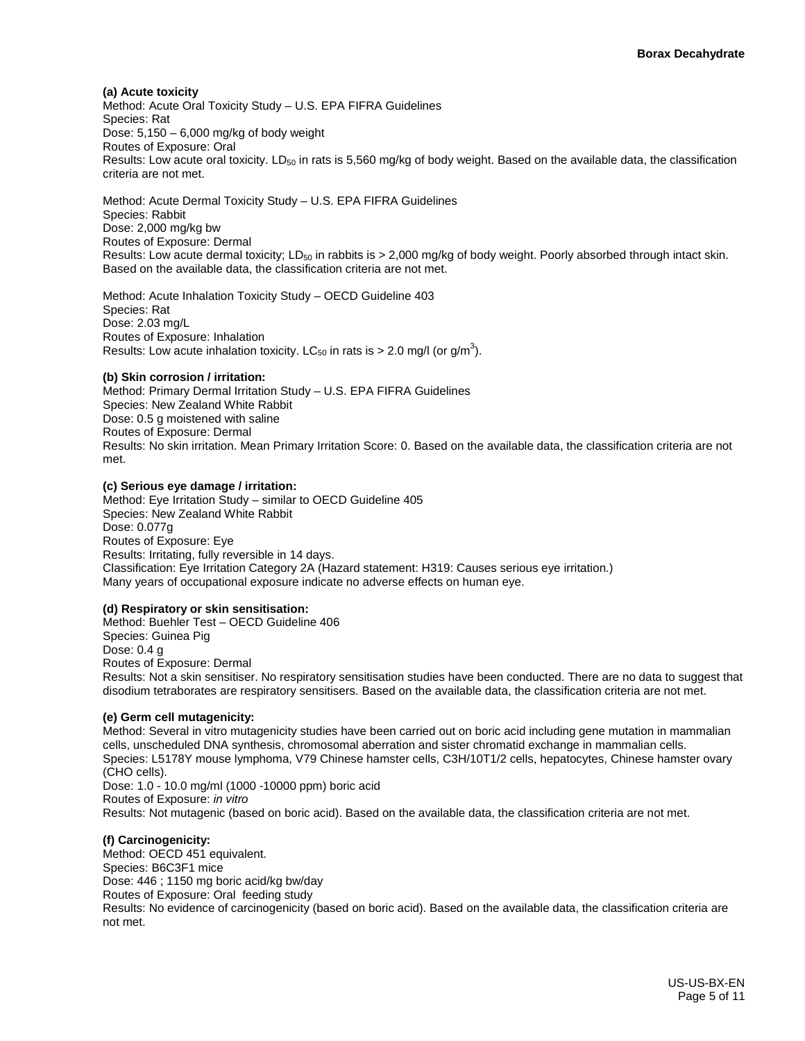**(a) Acute toxicity**

Method: Acute Oral Toxicity Study – U.S. EPA FIFRA Guidelines
Species: Rat
Dose: 5,150 – 6,000 mg/kg of body weight
Routes of Exposure: Oral
Results: Low acute oral toxicity. $LD_{50}$ in rats is 5,560 mg/kg of body weight. Based on the available data, the classification criteria are not met.

Method: Acute Dermal Toxicity Study – U.S. EPA FIFRA Guidelines
Species: Rabbit
Dose: 2,000 mg/kg bw
Routes of Exposure: Dermal
Results: Low acute dermal toxicity; $LD_{50}$ in rabbits is > 2,000 mg/kg of body weight. Poorly absorbed through intact skin. Based on the available data, the classification criteria are not met.

Method: Acute Inhalation Toxicity Study – OECD Guideline 403
Species: Rat
Dose: 2.03 mg/L
Routes of Exposure: Inhalation
Results: Low acute inhalation toxicity. $LC_{50}$ in rats is > 2.0 mg/l (or $g/m^3$).

**(b) Skin corrosion / irritation:**

Method: Primary Dermal Irritation Study – U.S. EPA FIFRA Guidelines
Species: New Zealand White Rabbit
Dose: 0.5 g moistened with saline
Routes of Exposure: Dermal
Results: No skin irritation. Mean Primary Irritation Score: 0. Based on the available data, the classification criteria are not met.

**(c) Serious eye damage / irritation:**

Method: Eye Irritation Study – similar to OECD Guideline 405
Species: New Zealand White Rabbit
Dose: 0.077g
Routes of Exposure: Eye
Results: Irritating, fully reversible in 14 days.
Classification: Eye Irritation Category 2A (Hazard statement: H319: Causes serious eye irritation.)
Many years of occupational exposure indicate no adverse effects on human eye.

**(d) Respiratory or skin sensitisation:**

Method: Buehler Test – OECD Guideline 406
Species: Guinea Pig
Dose: 0.4 g
Routes of Exposure: Dermal
Results: Not a skin sensitiser. No respiratory sensitisation studies have been conducted. There are no data to suggest that disodium tetraborates are respiratory sensitisers. Based on the available data, the classification criteria are not met.

**(e) Germ cell mutagenicity:**

Method: Several in vitro mutagenicity studies have been carried out on boric acid including gene mutation in mammalian cells, unscheduled DNA synthesis, chromosomal aberration and sister chromatid exchange in mammalian cells.
Species: L5178Y mouse lymphoma, V79 Chinese hamster cells, C3H/10T1/2 cells, hepatocytes, Chinese hamster ovary (CHO cells).
Dose: 1.0 - 10.0 mg/ml (1000 -10000 ppm) boric acid
Routes of Exposure: *in vitro*
Results: Not mutagenic (based on boric acid). Based on the available data, the classification criteria are not met.

**(f) Carcinogenicity:**

Method: OECD 451 equivalent.
Species: B6C3F1 mice
Dose: 446 ; 1150 mg boric acid/kg bw/day
Routes of Exposure: Oral feeding study
Results: No evidence of carcinogenicity (based on boric acid). Based on the available data, the classification criteria are not met.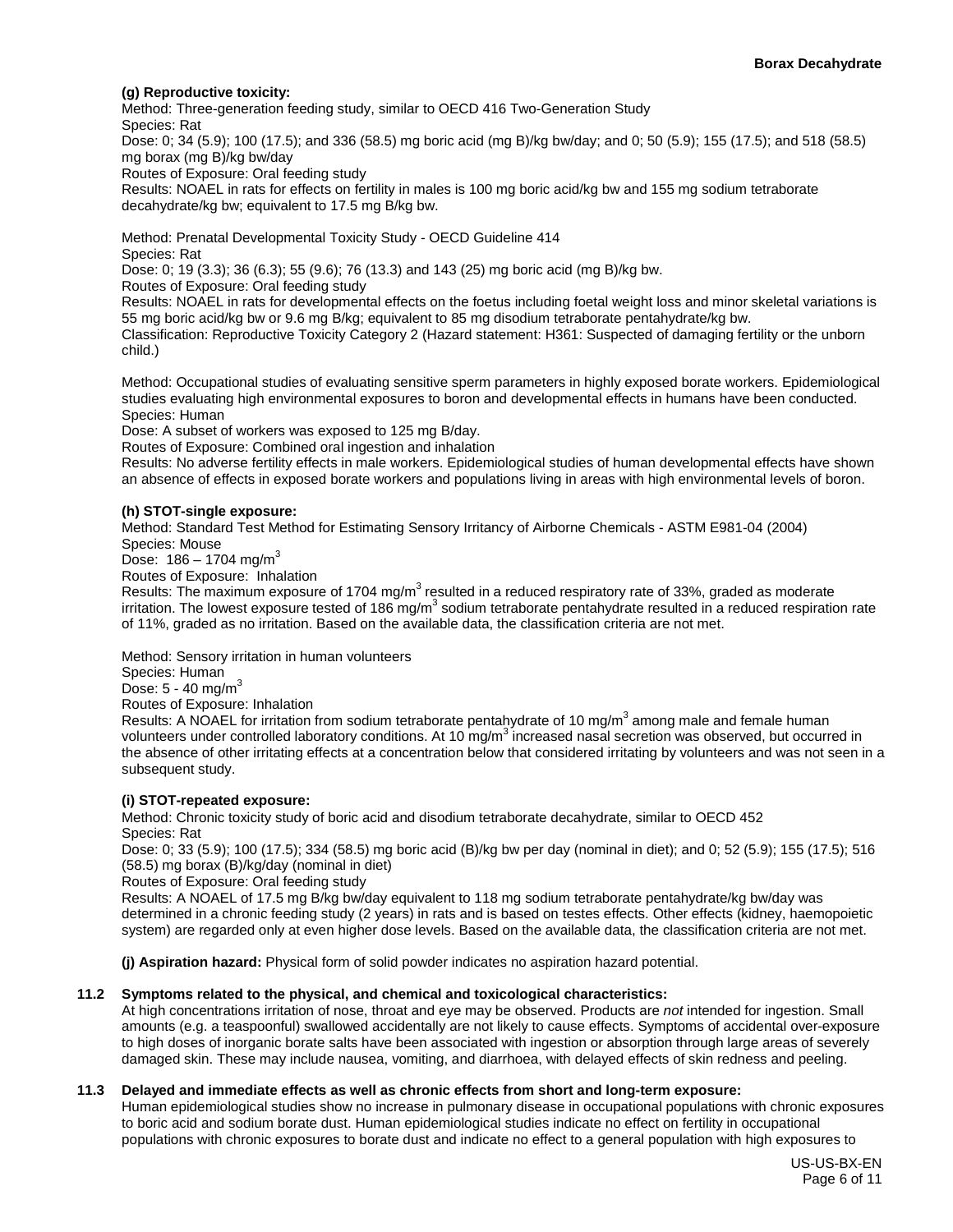**(g) Reproductive toxicity:**

Method: Three-generation feeding study, similar to OECD 416 Two-Generation Study
Species: Rat
Dose: 0; 34 (5.9); 100 (17.5); and 336 (58.5) mg boric acid (mg B)/kg bw/day; and 0; 50 (5.9); 155 (17.5); and 518 (58.5) mg borax (mg B)/kg bw/day
Routes of Exposure: Oral feeding study
Results: NOAEL in rats for effects on fertility in males is 100 mg boric acid/kg bw and 155 mg sodium tetraborate decahydrate/kg bw; equivalent to 17.5 mg B/kg bw.

Method: Prenatal Developmental Toxicity Study - OECD Guideline 414
Species: Rat
Dose: 0; 19 (3.3); 36 (6.3); 55 (9.6); 76 (13.3) and 143 (25) mg boric acid (mg B)/kg bw.
Routes of Exposure: Oral feeding study
Results: NOAEL in rats for developmental effects on the foetus including foetal weight loss and minor skeletal variations is 55 mg boric acid/kg bw or 9.6 mg B/kg; equivalent to 85 mg disodium tetraborate pentahydrate/kg bw.
Classification: Reproductive Toxicity Category 2 (Hazard statement: H361: Suspected of damaging fertility or the unborn child.)

Method: Occupational studies of evaluating sensitive sperm parameters in highly exposed borate workers. Epidemiological studies evaluating high environmental exposures to boron and developmental effects in humans have been conducted.
Species: Human
Dose: A subset of workers was exposed to 125 mg B/day.
Routes of Exposure: Combined oral ingestion and inhalation
Results: No adverse fertility effects in male workers. Epidemiological studies of human developmental effects have shown an absence of effects in exposed borate workers and populations living in areas with high environmental levels of boron.

**(h) STOT-single exposure:**

Method: Standard Test Method for Estimating Sensory Irritancy of Airborne Chemicals - ASTM E981-04 (2004)
Species: Mouse
Dose: 186 – 1704 mg/m$^3$
Routes of Exposure: Inhalation
Results: The maximum exposure of 1704 mg/m$^3$ resulted in a reduced respiratory rate of 33%, graded as moderate irritation. The lowest exposure tested of 186 mg/m$^3$ sodium tetraborate pentahydrate resulted in a reduced respiration rate of 11%, graded as no irritation. Based on the available data, the classification criteria are not met.

Method: Sensory irritation in human volunteers
Species: Human
Dose: 5 - 40 mg/m$^3$
Routes of Exposure: Inhalation
Results: A NOAEL for irritation from sodium tetraborate pentahydrate of 10 mg/m$^3$ among male and female human volunteers under controlled laboratory conditions. At 10 mg/m$^3$ increased nasal secretion was observed, but occurred in the absence of other irritating effects at a concentration below that considered irritating by volunteers and was not seen in a subsequent study.

**(i) STOT-repeated exposure:**

Method: Chronic toxicity study of boric acid and disodium tetraborate decahydrate, similar to OECD 452
Species: Rat
Dose: 0; 33 (5.9); 100 (17.5); 334 (58.5) mg boric acid (B)/kg bw per day (nominal in diet); and 0; 52 (5.9); 155 (17.5); 516 (58.5) mg borax (B)/kg/day (nominal in diet)
Routes of Exposure: Oral feeding study
Results: A NOAEL of 17.5 mg B/kg bw/day equivalent to 118 mg sodium tetraborate pentahydrate/kg bw/day was determined in a chronic feeding study (2 years) in rats and is based on testes effects. Other effects (kidney, haemopoietic system) are regarded only at even higher dose levels. Based on the available data, the classification criteria are not met.

**(j) Aspiration hazard:** Physical form of solid powder indicates no aspiration hazard potential.

**11.2 Symptoms related to the physical, and chemical and toxicological characteristics:**

At high concentrations irritation of nose, throat and eye may be observed. Products are *not* intended for ingestion. Small amounts (e.g. a teaspoonful) swallowed accidentally are not likely to cause effects. Symptoms of accidental over-exposure to high doses of inorganic borate salts have been associated with ingestion or absorption through large areas of severely damaged skin. These may include nausea, vomiting, and diarrhoea, with delayed effects of skin redness and peeling.

**11.3 Delayed and immediate effects as well as chronic effects from short and long-term exposure:**

Human epidemiological studies show no increase in pulmonary disease in occupational populations with chronic exposures to boric acid and sodium borate dust. Human epidemiological studies indicate no effect on fertility in occupational populations with chronic exposures to borate dust and indicate no effect to a general population with high exposures to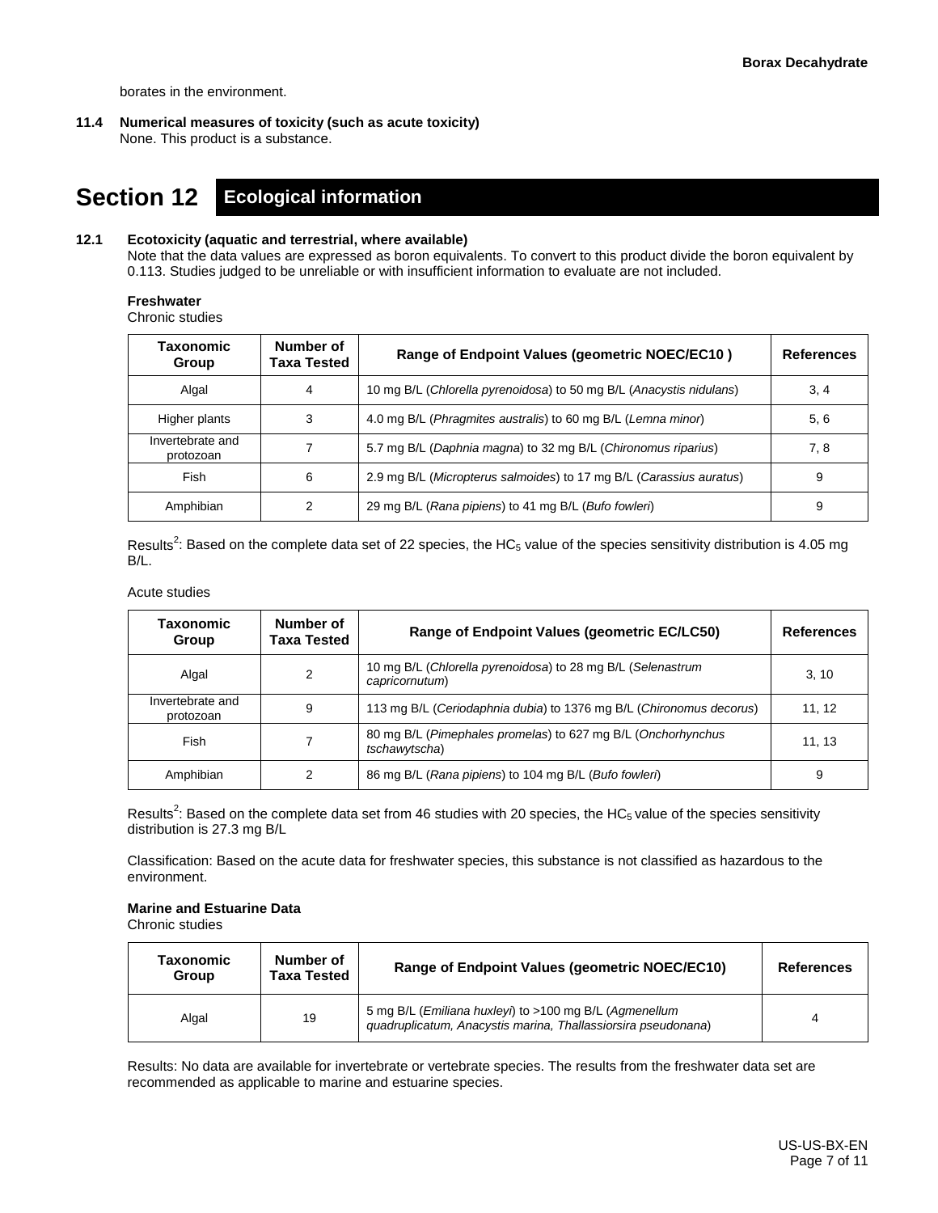borates in the environment.

**11.4 Numerical measures of toxicity (such as acute toxicity)**
None. This product is a substance.

# Section 12 Ecological information

**12.1 Ecotoxicity (aquatic and terrestrial, where available)**
Note that the data values are expressed as boron equivalents. To convert to this product divide the boron equivalent by 0.113. Studies judged to be unreliable or with insufficient information to evaluate are not included.

**Freshwater**
Chronic studies

| Taxonomic Group | Number of Taxa Tested | Range of Endpoint Values (geometric NOEC/EC10 ) | References |
|---|---|---|---|
| Algal | 4 | 10 mg B/L (*Chlorella pyrenoidosa*) to 50 mg B/L (*Anacystis nidulans*) | 3, 4 |
| Higher plants | 3 | 4.0 mg B/L (*Phragmites australis*) to 60 mg B/L (*Lemna minor*) | 5, 6 |
| Invertebrate and protozoan | 7 | 5.7 mg B/L (*Daphnia magna*) to 32 mg B/L (*Chironomus riparius*) | 7, 8 |
| Fish | 6 | 2.9 mg B/L (*Micropterus salmoides*) to 17 mg B/L (*Carassius auratus*) | 9 |
| Amphibian | 2 | 29 mg B/L (*Rana pipiens*) to 41 mg B/L (*Bufo fowleri*) | 9 |

Results[2]: Based on the complete data set of 22 species, the $HC_5$ value of the species sensitivity distribution is 4.05 mg B/L.

Acute studies

| Taxonomic Group | Number of Taxa Tested | Range of Endpoint Values (geometric EC/LC50) | References |
|---|---|---|---|
| Algal | 2 | 10 mg B/L (*Chlorella pyrenoidosa*) to 28 mg B/L (*Selenastrum capricornutum*) | 3, 10 |
| Invertebrate and protozoan | 9 | 113 mg B/L (*Ceriodaphnia dubia*) to 1376 mg B/L (*Chironomus decorus*) | 11, 12 |
| Fish | 7 | 80 mg B/L (*Pimephales promelas*) to 627 mg B/L (*Onchorhynchus tschawytscha*) | 11, 13 |
| Amphibian | 2 | 86 mg B/L (*Rana pipiens*) to 104 mg B/L (*Bufo fowleri*) | 9 |

Results[2]: Based on the complete data set from 46 studies with 20 species, the $HC_5$ value of the species sensitivity distribution is 27.3 mg B/L

Classification: Based on the acute data for freshwater species, this substance is not classified as hazardous to the environment.

**Marine and Estuarine Data**
Chronic studies

| Taxonomic Group | Number of Taxa Tested | Range of Endpoint Values (geometric NOEC/EC10) | References |
|---|---|---|---|
| Algal | 19 | 5 mg B/L (*Emiliana huxleyi*) to >100 mg B/L (*Agmenellum quadruplicatum, Anacystis marina, Thallassiorsira pseudonana*) | 4 |

Results: No data are available for invertebrate or vertebrate species. The results from the freshwater data set are recommended as applicable to marine and estuarine species.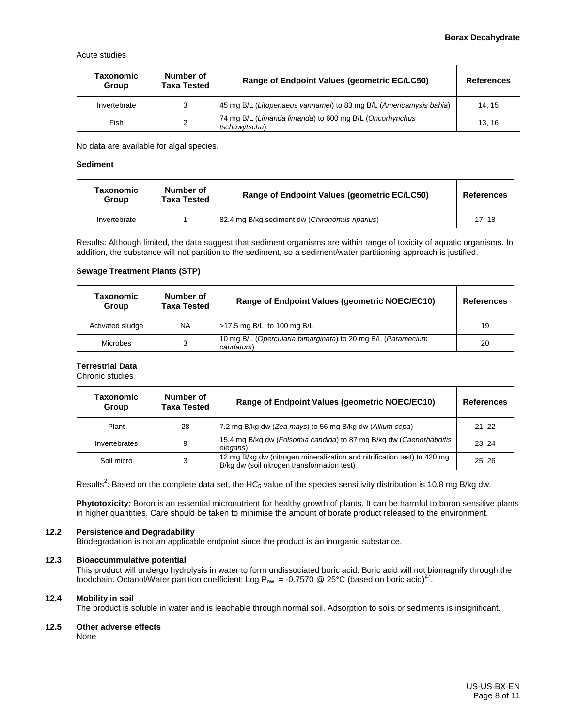Acute studies

| Taxonomic Group | Number of Taxa Tested | Range of Endpoint Values (geometric EC/LC50) | References |
|---|---|---|---|
| Invertebrate | 3 | 45 mg B/L (*Litopenaeus vannamei*) to 83 mg B/L (*Americamysis bahia*) | 14, 15 |
| Fish | 2 | 74 mg B/L (*Limanda limanda*) to 600 mg B/L (*Oncorhynchus tschawytscha*) | 13, 16 |

No data are available for algal species.

**Sediment**

| Taxonomic Group | Number of Taxa Tested | Range of Endpoint Values (geometric EC/LC50) | References |
|---|---|---|---|
| Invertebrate | 1 | 82.4 mg B/kg sediment dw (*Chironomus riparius*) | 17, 18 |

Results: Although limited, the data suggest that sediment organisms are within range of toxicity of aquatic organisms. In addition, the substance will not partition to the sediment, so a sediment/water partitioning approach is justified.

**Sewage Treatment Plants (STP)**

| Taxonomic Group | Number of Taxa Tested | Range of Endpoint Values (geometric NOEC/EC10) | References |
|---|---|---|---|
| Activated sludge | NA | >17.5 mg B/L to 100 mg B/L | 19 |
| Microbes | 3 | 10 mg B/L (*Opercularia bimarginata*) to 20 mg B/L (*Paramecium caudatum*) | 20 |

**Terrestrial Data**

Chronic studies

| Taxonomic Group | Number of Taxa Tested | Range of Endpoint Values (geometric NOEC/EC10) | References |
|---|---|---|---|
| Plant | 28 | 7.2 mg B/kg dw (*Zea mays*) to 56 mg B/kg dw (*Allium cepa*) | 21, 22 |
| Invertebrates | 9 | 15.4 mg B/kg dw (*Folsomia candida*) to 87 mg B/kg dw (*Caenorhabditis elegans*) | 23, 24 |
| Soil micro | 3 | 12 mg B/kg dw (nitrogen mineralization and nitrification test) to 420 mg B/kg dw (soil nitrogen transformation test) | 25, 26 |

Results[2]: Based on the complete data set, the $HC_5$ value of the species sensitivity distribution is 10.8 mg B/kg dw.

**Phytotoxicity:** Boron is an essential micronutrient for healthy growth of plants. It can be harmful to boron sensitive plants in higher quantities. Care should be taken to minimise the amount of borate product released to the environment.

### 12.2 Persistence and Degradability

Biodegradation is not an applicable endpoint since the product is an inorganic substance.

### 12.3 Bioaccummulative potential

This product will undergo hydrolysis in water to form undissociated boric acid. Boric acid will not biomagnify through the foodchain. Octanol/Water partition coefficient: Log $P_{ow}$ = -0.7570 @ 25°C (based on boric acid)[27].

### 12.4 Mobility in soil

The product is soluble in water and is leachable through normal soil. Adsorption to soils or sediments is insignificant.

### 12.5 Other adverse effects

None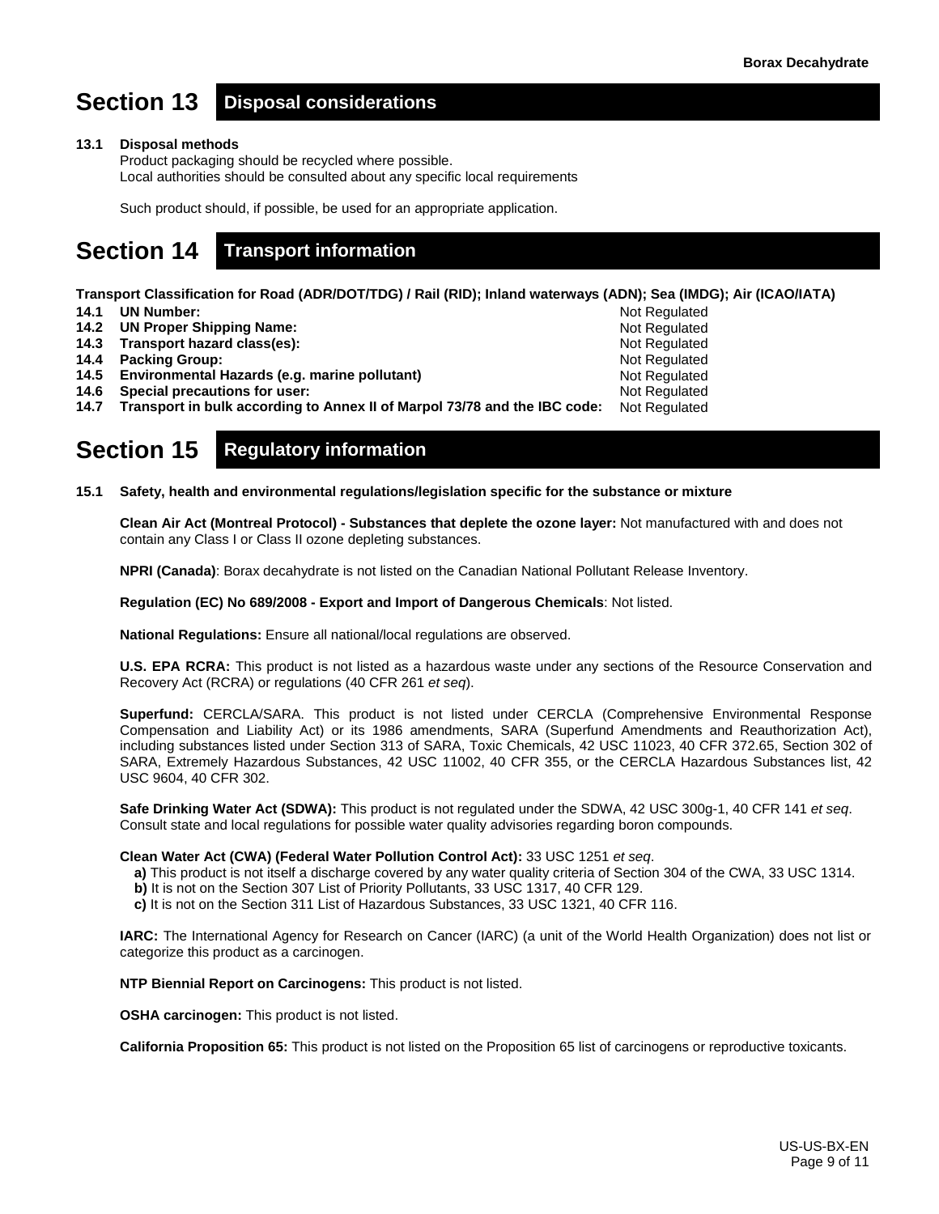# Section 13 Disposal considerations

**13.1 Disposal methods**

Product packaging should be recycled where possible.
Local authorities should be consulted about any specific local requirements

Such product should, if possible, be used for an appropriate application.

# Section 14 Transport information

**Transport Classification for Road (ADR/DOT/TDG) / Rail (RID); Inland waterways (ADN); Sea (IMDG); Air (ICAO/IATA)**

| | | |
|---|---|---|
| **14.1** | **UN Number:** | Not Regulated |
| **14.2** | **UN Proper Shipping Name:** | Not Regulated |
| **14.3** | **Transport hazard class(es):** | Not Regulated |
| **14.4** | **Packing Group:** | Not Regulated |
| **14.5** | **Environmental Hazards (e.g. marine pollutant)** | Not Regulated |
| **14.6** | **Special precautions for user:** | Not Regulated |
| **14.7** | **Transport in bulk according to Annex II of Marpol 73/78 and the IBC code:** | Not Regulated |

# Section 15 Regulatory information

**15.1 Safety, health and environmental regulations/legislation specific for the substance or mixture**

**Clean Air Act (Montreal Protocol) - Substances that deplete the ozone layer:** Not manufactured with and does not contain any Class I or Class II ozone depleting substances.

**NPRI (Canada)**: Borax decahydrate is not listed on the Canadian National Pollutant Release Inventory.

**Regulation (EC) No 689/2008 - Export and Import of Dangerous Chemicals**: Not listed.

**National Regulations:** Ensure all national/local regulations are observed.

**U.S. EPA RCRA:** This product is not listed as a hazardous waste under any sections of the Resource Conservation and Recovery Act (RCRA) or regulations (40 CFR 261 *et seq*).

**Superfund:** CERCLA/SARA. This product is not listed under CERCLA (Comprehensive Environmental Response Compensation and Liability Act) or its 1986 amendments, SARA (Superfund Amendments and Reauthorization Act), including substances listed under Section 313 of SARA, Toxic Chemicals, 42 USC 11023, 40 CFR 372.65, Section 302 of SARA, Extremely Hazardous Substances, 42 USC 11002, 40 CFR 355, or the CERCLA Hazardous Substances list, 42 USC 9604, 40 CFR 302.

**Safe Drinking Water Act (SDWA):** This product is not regulated under the SDWA, 42 USC 300g-1, 40 CFR 141 *et seq*. Consult state and local regulations for possible water quality advisories regarding boron compounds.

**Clean Water Act (CWA) (Federal Water Pollution Control Act):** 33 USC 1251 *et seq*.

**a)** This product is not itself a discharge covered by any water quality criteria of Section 304 of the CWA, 33 USC 1314.
**b)** It is not on the Section 307 List of Priority Pollutants, 33 USC 1317, 40 CFR 129.
**c)** It is not on the Section 311 List of Hazardous Substances, 33 USC 1321, 40 CFR 116.

**IARC:** The International Agency for Research on Cancer (IARC) (a unit of the World Health Organization) does not list or categorize this product as a carcinogen.

**NTP Biennial Report on Carcinogens:** This product is not listed.

**OSHA carcinogen:** This product is not listed.

**California Proposition 65:** This product is not listed on the Proposition 65 list of carcinogens or reproductive toxicants.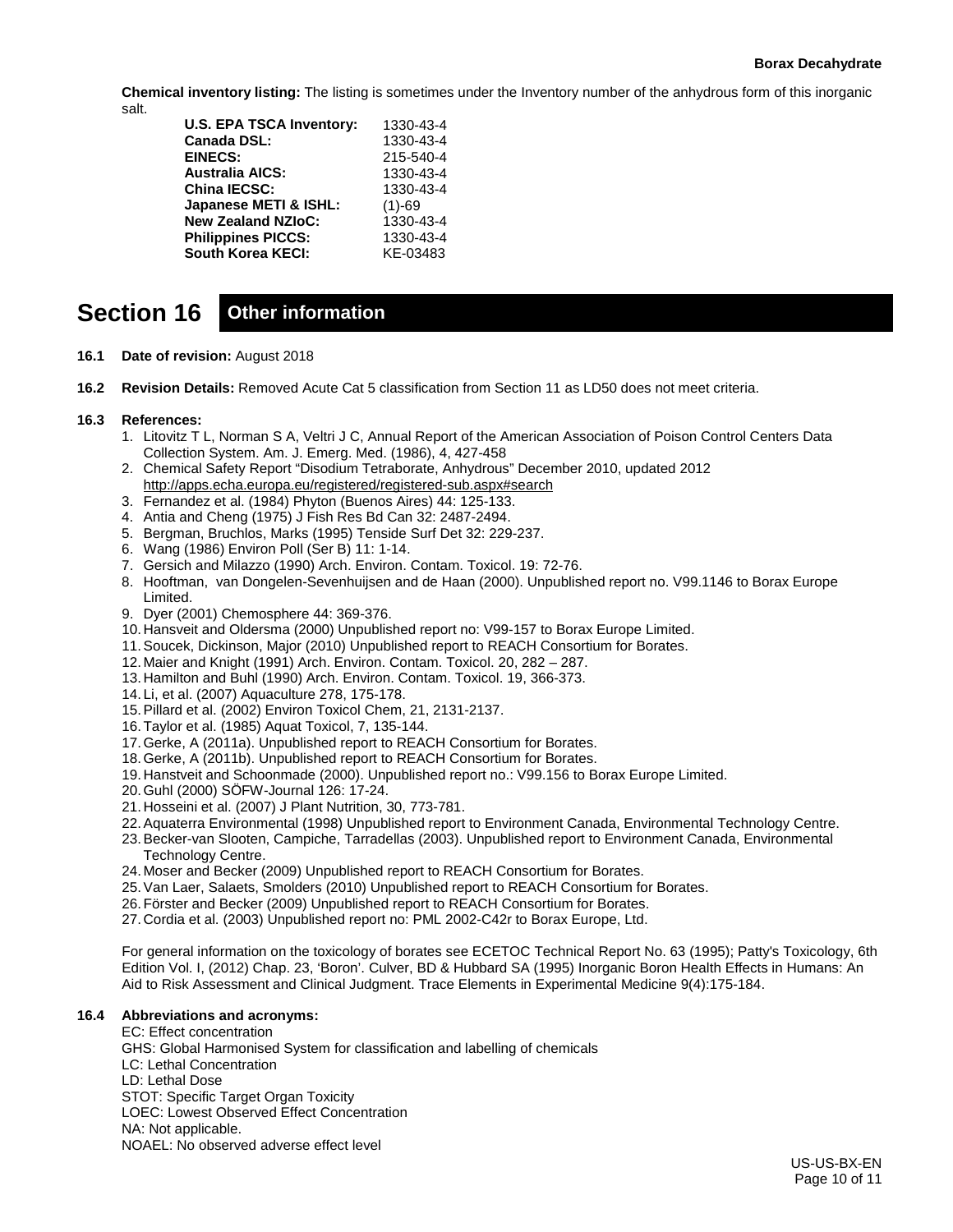**Chemical inventory listing:** The listing is sometimes under the Inventory number of the anhydrous form of this inorganic salt.

| | |
|---|---|
| **U.S. EPA TSCA Inventory:** | 1330-43-4 |
| **Canada DSL:** | 1330-43-4 |
| **EINECS:** | 215-540-4 |
| **Australia AICS:** | 1330-43-4 |
| **China IECSC:** | 1330-43-4 |
| **Japanese METI & ISHL:** | (1)-69 |
| **New Zealand NZIoC:** | 1330-43-4 |
| **Philippines PICCS:** | 1330-43-4 |
| **South Korea KECI:** | KE-03483 |

## Section 16 Other information

**16.1 Date of revision:** August 2018

**16.2 Revision Details:** Removed Acute Cat 5 classification from Section 11 as LD50 does not meet criteria.

**16.3 References:**

1. Litovitz T L, Norman S A, Veltri J C, Annual Report of the American Association of Poison Control Centers Data Collection System. Am. J. Emerg. Med. (1986), 4, 427-458
2. Chemical Safety Report "Disodium Tetraborate, Anhydrous" December 2010, updated 2012 http://apps.echa.europa.eu/registered/registered-sub.aspx#search
3. Fernandez et al. (1984) Phyton (Buenos Aires) 44: 125-133.
4. Antia and Cheng (1975) J Fish Res Bd Can 32: 2487-2494.
5. Bergman, Bruchlos, Marks (1995) Tenside Surf Det 32: 229-237.
6. Wang (1986) Environ Poll (Ser B) 11: 1-14.
7. Gersich and Milazzo (1990) Arch. Environ. Contam. Toxicol. 19: 72-76.
8. Hooftman, van Dongelen-Sevenhuijsen and de Haan (2000). Unpublished report no. V99.1146 to Borax Europe Limited.
9. Dyer (2001) Chemosphere 44: 369-376.
10. Hansveit and Oldersma (2000) Unpublished report no: V99-157 to Borax Europe Limited.
11. Soucek, Dickinson, Major (2010) Unpublished report to REACH Consortium for Borates.
12. Maier and Knight (1991) Arch. Environ. Contam. Toxicol. 20, 282 – 287.
13. Hamilton and Buhl (1990) Arch. Environ. Contam. Toxicol. 19, 366-373.
14. Li, et al. (2007) Aquaculture 278, 175-178.
15. Pillard et al. (2002) Environ Toxicol Chem, 21, 2131-2137.
16. Taylor et al. (1985) Aquat Toxicol, 7, 135-144.
17. Gerke, A (2011a). Unpublished report to REACH Consortium for Borates.
18. Gerke, A (2011b). Unpublished report to REACH Consortium for Borates.
19. Hanstveit and Schoonmade (2000). Unpublished report no.: V99.156 to Borax Europe Limited.
20. Guhl (2000) SÖFW-Journal 126: 17-24.
21. Hosseini et al. (2007) J Plant Nutrition, 30, 773-781.
22. Aquaterra Environmental (1998) Unpublished report to Environment Canada, Environmental Technology Centre.
23. Becker-van Slooten, Campiche, Tarradellas (2003). Unpublished report to Environment Canada, Environmental Technology Centre.
24. Moser and Becker (2009) Unpublished report to REACH Consortium for Borates.
25. Van Laer, Salaets, Smolders (2010) Unpublished report to REACH Consortium for Borates.
26. Förster and Becker (2009) Unpublished report to REACH Consortium for Borates.
27. Cordia et al. (2003) Unpublished report no: PML 2002-C42r to Borax Europe, Ltd.

For general information on the toxicology of borates see ECETOC Technical Report No. 63 (1995); Patty's Toxicology, 6th Edition Vol. I, (2012) Chap. 23, 'Boron'. Culver, BD & Hubbard SA (1995) Inorganic Boron Health Effects in Humans: An Aid to Risk Assessment and Clinical Judgment. Trace Elements in Experimental Medicine 9(4):175-184.

**16.4 Abbreviations and acronyms:**

EC: Effect concentration
GHS: Global Harmonised System for classification and labelling of chemicals
LC: Lethal Concentration
LD: Lethal Dose
STOT: Specific Target Organ Toxicity
LOEC: Lowest Observed Effect Concentration
NA: Not applicable.
NOAEL: No observed adverse effect level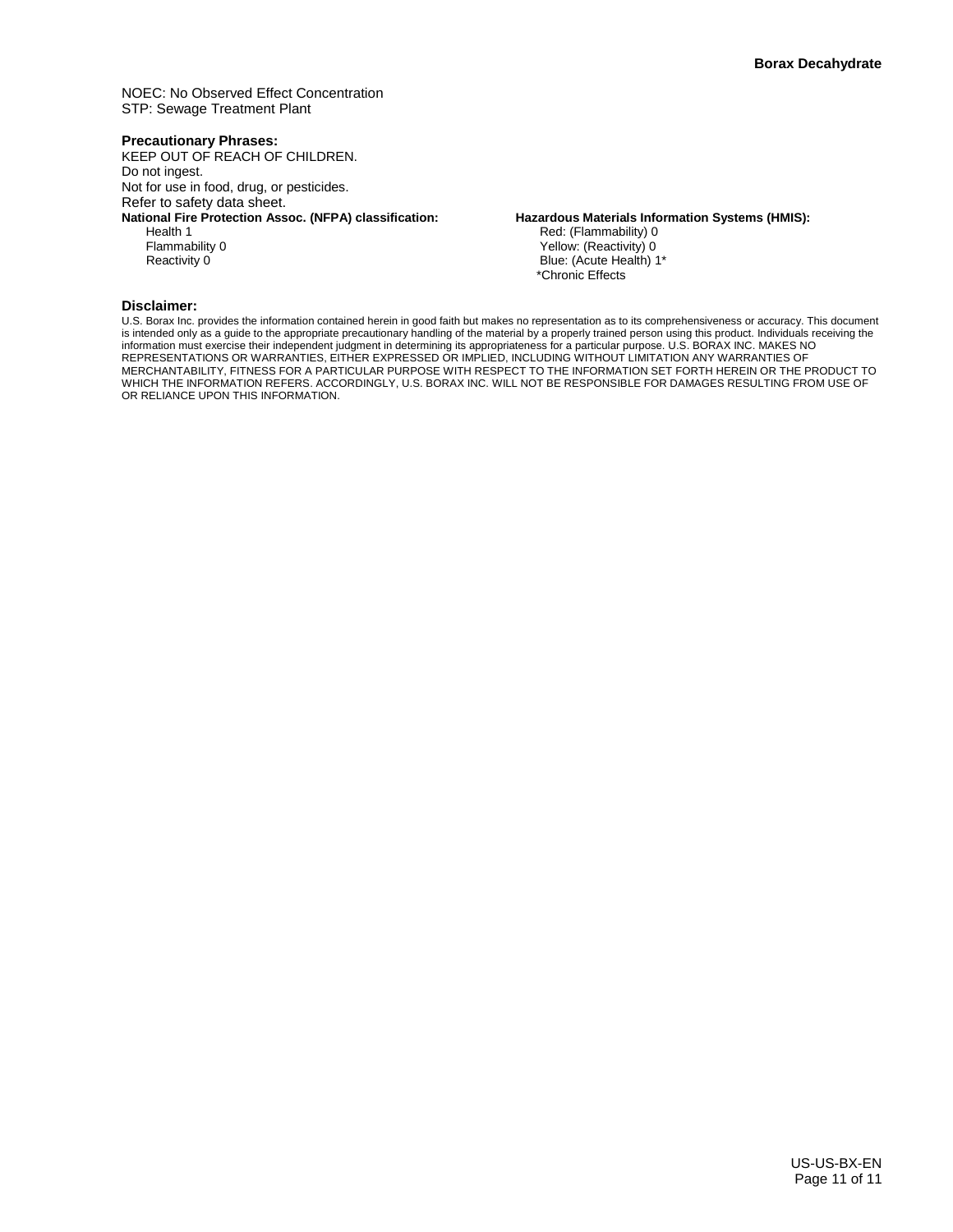NOEC: No Observed Effect Concentration
STP: Sewage Treatment Plant

**Precautionary Phrases:**
KEEP OUT OF REACH OF CHILDREN.
Do not ingest.
Not for use in food, drug, or pesticides.
Refer to safety data sheet.

**National Fire Protection Assoc. (NFPA) classification:**
Health 1
Flammability 0
Reactivity 0

**Hazardous Materials Information Systems (HMIS):**
Red: (Flammability) 0
Yellow: (Reactivity) 0
Blue: (Acute Health) 1*
*Chronic Effects

**Disclaimer:**
U.S. Borax Inc. provides the information contained herein in good faith but makes no representation as to its comprehensiveness or accuracy. This document is intended only as a guide to the appropriate precautionary handling of the material by a properly trained person using this product. Individuals receiving the information must exercise their independent judgment in determining its appropriateness for a particular purpose. U.S. BORAX INC. MAKES NO REPRESENTATIONS OR WARRANTIES, EITHER EXPRESSED OR IMPLIED, INCLUDING WITHOUT LIMITATION ANY WARRANTIES OF MERCHANTABILITY, FITNESS FOR A PARTICULAR PURPOSE WITH RESPECT TO THE INFORMATION SET FORTH HEREIN OR THE PRODUCT TO WHICH THE INFORMATION REFERS. ACCORDINGLY, U.S. BORAX INC. WILL NOT BE RESPONSIBLE FOR DAMAGES RESULTING FROM USE OF OR RELIANCE UPON THIS INFORMATION.